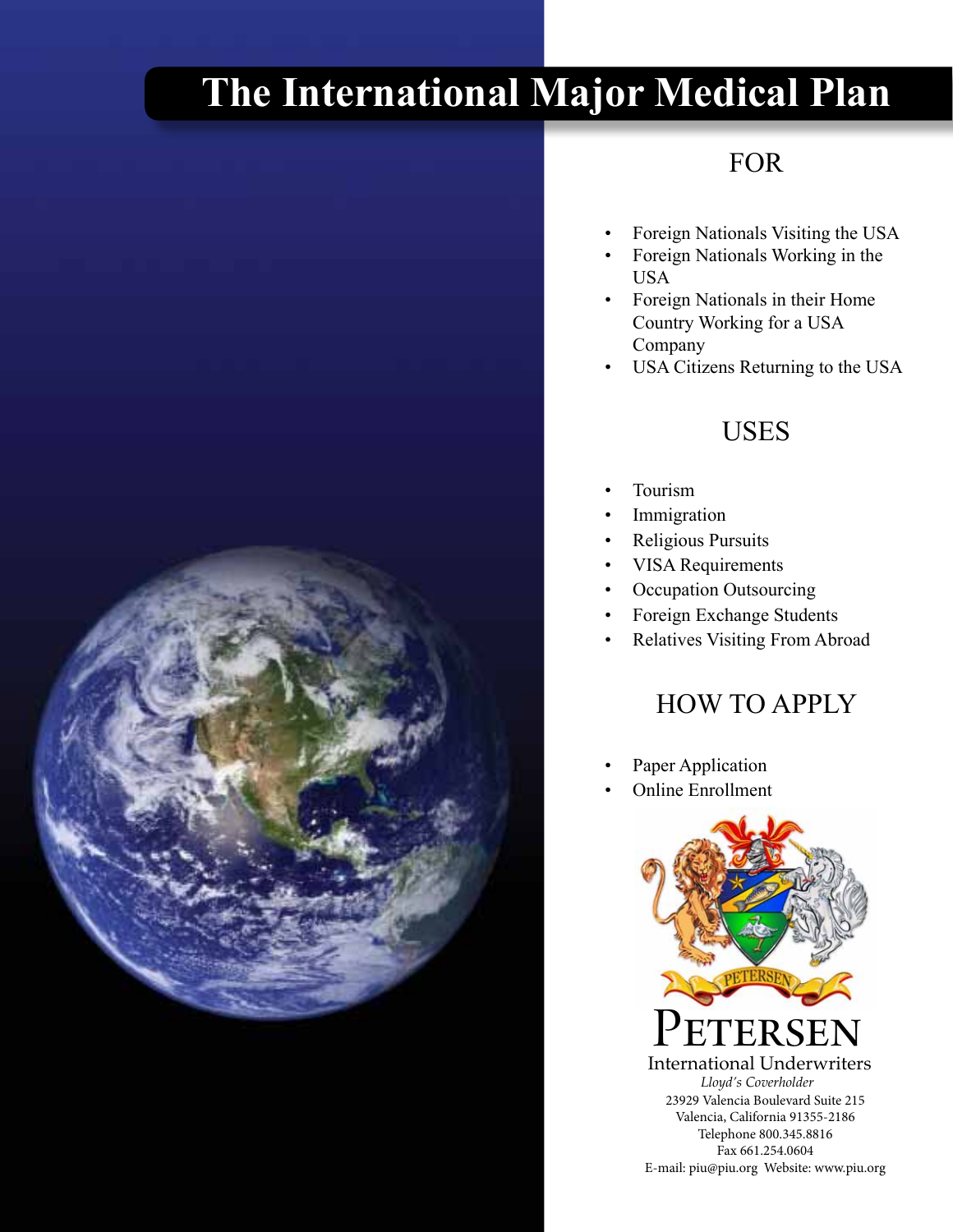# The International Major Medical Plan

## FOR

- Foreign Nationals Visiting the USA
- Foreign Nationals Working in the USA
- Foreign Nationals in their Home Country Working for a USA Company
- USA Citizens Returning to the USA

## USES

- Tourism
- Immigration
- Religious Pursuits
- VISA Requirements
- Occupation Outsourcing
- Foreign Exchange Students
- Relatives Visiting From Abroad

## HOW TO APPLY

- Paper Application
- Online Enrollment

PETERSEN

PETERSEN
International Underwriters
*Lloyd's Coverholder*
23929 Valencia Boulevard Suite 215
Valencia, California 91355-2186
Telephone 800.345.8816
Fax 661.254.0604
E-mail: piu@piu.org Website: www.piu.org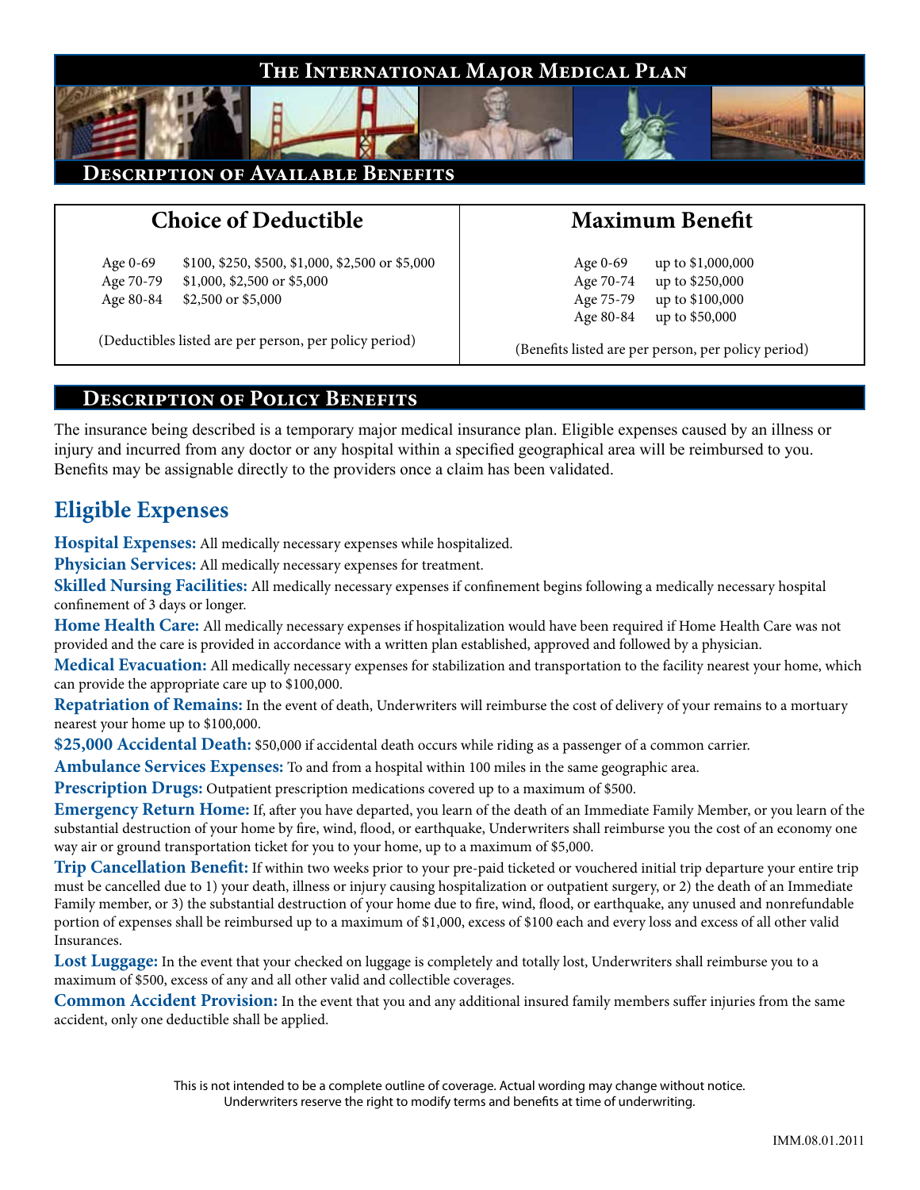# The International Major Medical Plan

## Description of Available Benefits

### Choice of Deductible

| | |
|---|---|
| Age 0-69 | $100, $250, $500, $1,000, $2,500 or $5,000 |
| Age 70-79 | $1,000, $2,500 or $5,000 |
| Age 80-84 | $2,500 or $5,000 |

(Deductibles listed are per person, per policy period)

### Maximum Benefit

| | |
|---|---|
| Age 0-69 | up to $1,000,000 |
| Age 70-74 | up to $250,000 |
| Age 75-79 | up to $100,000 |
| Age 80-84 | up to $50,000 |

(Benefits listed are per person, per policy period)

## Description of Policy Benefits

The insurance being described is a temporary major medical insurance plan. Eligible expenses caused by an illness or injury and incurred from any doctor or any hospital within a specified geographical area will be reimbursed to you. Benefits may be assignable directly to the providers once a claim has been validated.

## Eligible Expenses

**Hospital Expenses:** All medically necessary expenses while hospitalized.

**Physician Services:** All medically necessary expenses for treatment.

**Skilled Nursing Facilities:** All medically necessary expenses if confinement begins following a medically necessary hospital confinement of 3 days or longer.

**Home Health Care:** All medically necessary expenses if hospitalization would have been required if Home Health Care was not provided and the care is provided in accordance with a written plan established, approved and followed by a physician.

**Medical Evacuation:** All medically necessary expenses for stabilization and transportation to the facility nearest your home, which can provide the appropriate care up to $100,000.

**Repatriation of Remains:** In the event of death, Underwriters will reimburse the cost of delivery of your remains to a mortuary nearest your home up to $100,000.

**$25,000 Accidental Death:** $50,000 if accidental death occurs while riding as a passenger of a common carrier.

**Ambulance Services Expenses:** To and from a hospital within 100 miles in the same geographic area.

**Prescription Drugs:** Outpatient prescription medications covered up to a maximum of $500.

**Emergency Return Home:** If, after you have departed, you learn of the death of an Immediate Family Member, or you learn of the substantial destruction of your home by fire, wind, flood, or earthquake, Underwriters shall reimburse you the cost of an economy one way air or ground transportation ticket for you to your home, up to a maximum of $5,000.

**Trip Cancellation Benefit:** If within two weeks prior to your pre-paid ticketed or vouchered initial trip departure your entire trip must be cancelled due to 1) your death, illness or injury causing hospitalization or outpatient surgery, or 2) the death of an Immediate Family member, or 3) the substantial destruction of your home due to fire, wind, flood, or earthquake, any unused and nonrefundable portion of expenses shall be reimbursed up to a maximum of $1,000, excess of $100 each and every loss and excess of all other valid Insurances.

**Lost Luggage:** In the event that your checked on luggage is completely and totally lost, Underwriters shall reimburse you to a maximum of $500, excess of any and all other valid and collectible coverages.

**Common Accident Provision:** In the event that you and any additional insured family members suffer injuries from the same accident, only one deductible shall be applied.

This is not intended to be a complete outline of coverage. Actual wording may change without notice. Underwriters reserve the right to modify terms and benefits at time of underwriting.

IMM.08.01.2011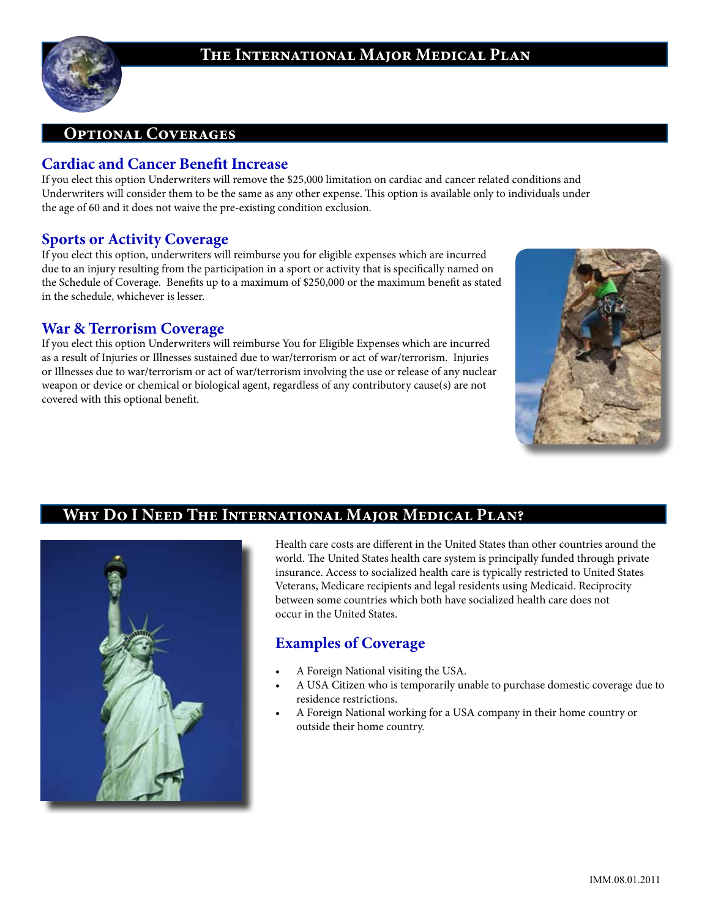# The International Major Medical Plan

## Optional Coverages

### Cardiac and Cancer Benefit Increase

If you elect this option Underwriters will remove the $25,000 limitation on cardiac and cancer related conditions and Underwriters will consider them to be the same as any other expense. This option is available only to individuals under the age of 60 and it does not waive the pre-existing condition exclusion.

### Sports or Activity Coverage

If you elect this option, underwriters will reimburse you for eligible expenses which are incurred due to an injury resulting from the participation in a sport or activity that is specifically named on the Schedule of Coverage. Benefits up to a maximum of $250,000 or the maximum benefit as stated in the schedule, whichever is lesser.

### War & Terrorism Coverage

If you elect this option Underwriters will reimburse You for Eligible Expenses which are incurred as a result of Injuries or Illnesses sustained due to war/terrorism or act of war/terrorism. Injuries or Illnesses due to war/terrorism or act of war/terrorism involving the use or release of any nuclear weapon or device or chemical or biological agent, regardless of any contributory cause(s) are not covered with this optional benefit.

## Why Do I Need The International Major Medical Plan?

Health care costs are different in the United States than other countries around the world. The United States health care system is principally funded through private insurance. Access to socialized health care is typically restricted to United States Veterans, Medicare recipients and legal residents using Medicaid. Reciprocity between some countries which both have socialized health care does not occur in the United States.

### Examples of Coverage

- A Foreign National visiting the USA.
- A USA Citizen who is temporarily unable to purchase domestic coverage due to residence restrictions.
- A Foreign National working for a USA company in their home country or outside their home country.

IMM.08.01.2011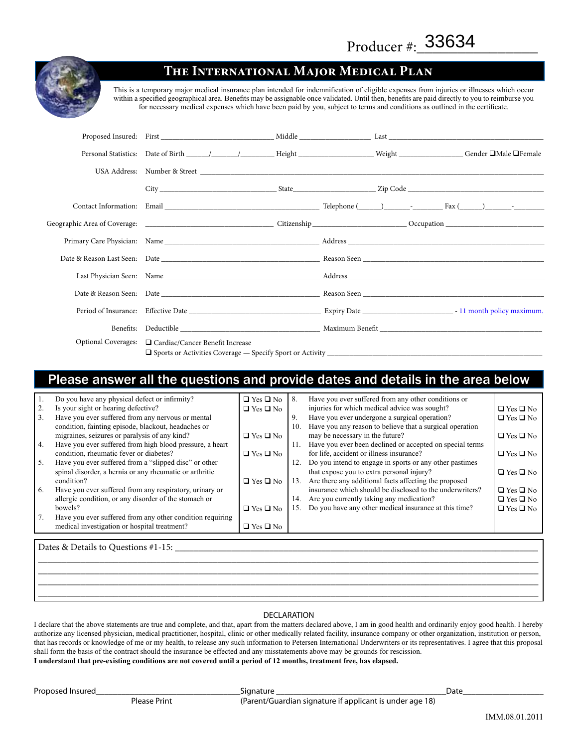Producer #: 33634

# The International Major Medical Plan

This is a temporary major medical insurance plan intended for indemnification of eligible expenses from injuries or illnesses which occur within a specified geographical area. Benefits may be assignable once validated. Until then, benefits are paid directly to you to reimburse you for necessary medical expenses which have been paid by you, subject to terms and conditions as outlined in the certificate.

Proposed Insured: First ______________ Middle ______________ Last ______________

Personal Statistics: Date of Birth _____/_____/______ Height ______________ Weight ______________ Gender ☐Male ☐Female

USA Address: Number & Street ______________

City ______________ State ______________ Zip Code ______________

Contact Information: Email ______________ Telephone (_____)_____-______ Fax (_____)_____-______

Geographic Area of Coverage: ______________ Citizenship ______________ Occupation ______________

Primary Care Physician: Name ______________ Address ______________

Date & Reason Last Seen: Date ______________ Reason Seen ______________

Last Physician Seen: Name ______________ Address ______________

Date & Reason Seen: Date ______________ Reason Seen ______________

Period of Insurance: Effective Date ______________ Expiry Date ______________ - 11 month policy maximum.

Benefits: Deductible ______________ Maximum Benefit ______________

Optional Coverages: ☐ Cardiac/Cancer Benefit Increase
☐ Sports or Activities Coverage — Specify Sport or Activity ______________

## Please answer all the questions and provide dates and details in the area below

| # | Question | Answer |
|---|---|---|
| 1. | Do you have any physical defect or infirmity? | ☐ Yes ☐ No |
| 2. | Is your sight or hearing defective? | ☐ Yes ☐ No |
| 3. | Have you ever suffered from any nervous or mental condition, fainting episode, blackout, headaches or migraines, seizures or paralysis of any kind? | ☐ Yes ☐ No |
| 4. | Have you ever suffered from high blood pressure, a heart condition, rheumatic fever or diabetes? | ☐ Yes ☐ No |
| 5. | Have you ever suffered from a "slipped disc" or other spinal disorder, a hernia or any rheumatic or arthritic condition? | ☐ Yes ☐ No |
| 6. | Have you ever suffered from any respiratory, urinary or allergic condition, or any disorder of the stomach or bowels? | ☐ Yes ☐ No |
| 7. | Have you ever suffered from any other condition requiring medical investigation or hospital treatment? | ☐ Yes ☐ No |
| 8. | Have you ever suffered from any other conditions or injuries for which medical advice was sought? | ☐ Yes ☐ No |
| 9. | Have you ever undergone a surgical operation? | ☐ Yes ☐ No |
| 10. | Have you any reason to believe that a surgical operation may be necessary in the future? | ☐ Yes ☐ No |
| 11. | Have you ever been declined or accepted on special terms for life, accident or illness insurance? | ☐ Yes ☐ No |
| 12. | Do you intend to engage in sports or any other pastimes that expose you to extra personal injury? | ☐ Yes ☐ No |
| 13. | Are there any additional facts affecting the proposed insurance which should be disclosed to the underwriters? | ☐ Yes ☐ No |
| 14. | Are you currently taking any medication? | ☐ Yes ☐ No |
| 15. | Do you have any other medical insurance at this time? | ☐ Yes ☐ No |

Dates & Details to Questions #1-15: ______________

______________

______________

______________

______________

DECLARATION

I declare that the above statements are true and complete, and that, apart from the matters declared above, I am in good health and ordinarily enjoy good health. I hereby authorize any licensed physician, medical practitioner, hospital, clinic or other medically related facility, insurance company or other organization, institution or person, that has records or knowledge of me or my health, to release any such information to Petersen International Underwriters or its representatives. I agree that this proposal shall form the basis of the contract should the insurance be effected and any misstatements above may be grounds for rescission.

**I understand that pre-existing conditions are not covered until a period of 12 months, treatment free, has elapsed.**

Proposed Insured______________ Signature ______________ Date______________
Please Print (Parent/Guardian signature if applicant is under age 18)

IMM.08.01.2011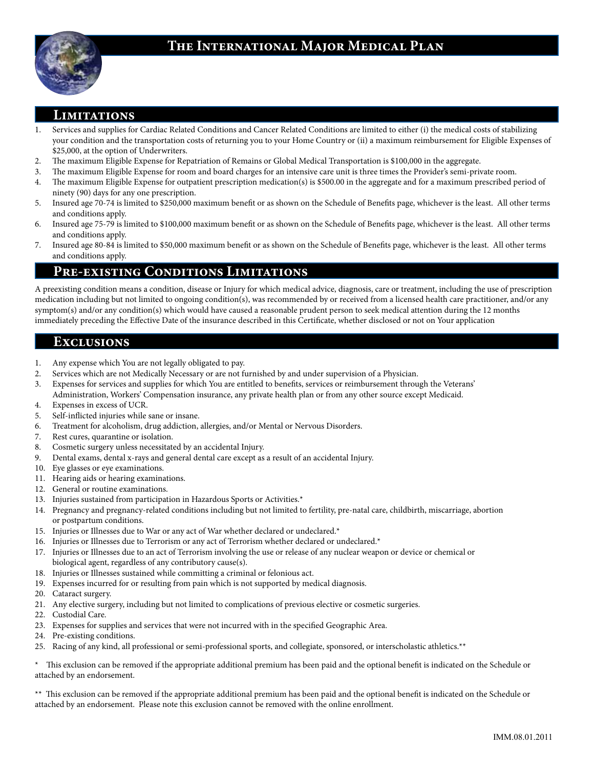# The International Major Medical Plan

## Limitations

1. Services and supplies for Cardiac Related Conditions and Cancer Related Conditions are limited to either (i) the medical costs of stabilizing your condition and the transportation costs of returning you to your Home Country or (ii) a maximum reimbursement for Eligible Expenses of $25,000, at the option of Underwriters.
2. The maximum Eligible Expense for Repatriation of Remains or Global Medical Transportation is $100,000 in the aggregate.
3. The maximum Eligible Expense for room and board charges for an intensive care unit is three times the Provider's semi-private room.
4. The maximum Eligible Expense for outpatient prescription medication(s) is $500.00 in the aggregate and for a maximum prescribed period of ninety (90) days for any one prescription.
5. Insured age 70-74 is limited to $250,000 maximum benefit or as shown on the Schedule of Benefits page, whichever is the least. All other terms and conditions apply.
6. Insured age 75-79 is limited to $100,000 maximum benefit or as shown on the Schedule of Benefits page, whichever is the least. All other terms and conditions apply.
7. Insured age 80-84 is limited to $50,000 maximum benefit or as shown on the Schedule of Benefits page, whichever is the least. All other terms and conditions apply.

## Pre-existing Conditions Limitations

A preexisting condition means a condition, disease or Injury for which medical advice, diagnosis, care or treatment, including the use of prescription medication including but not limited to ongoing condition(s), was recommended by or received from a licensed health care practitioner, and/or any symptom(s) and/or any condition(s) which would have caused a reasonable prudent person to seek medical attention during the 12 months immediately preceding the Effective Date of the insurance described in this Certificate, whether disclosed or not on Your application

## Exclusions

1. Any expense which You are not legally obligated to pay.
2. Services which are not Medically Necessary or are not furnished by and under supervision of a Physician.
3. Expenses for services and supplies for which You are entitled to benefits, services or reimbursement through the Veterans' Administration, Workers' Compensation insurance, any private health plan or from any other source except Medicaid.
4. Expenses in excess of UCR.
5. Self-inflicted injuries while sane or insane.
6. Treatment for alcoholism, drug addiction, allergies, and/or Mental or Nervous Disorders.
7. Rest cures, quarantine or isolation.
8. Cosmetic surgery unless necessitated by an accidental Injury.
9. Dental exams, dental x-rays and general dental care except as a result of an accidental Injury.
10. Eye glasses or eye examinations.
11. Hearing aids or hearing examinations.
12. General or routine examinations.
13. Injuries sustained from participation in Hazardous Sports or Activities.*
14. Pregnancy and pregnancy-related conditions including but not limited to fertility, pre-natal care, childbirth, miscarriage, abortion or postpartum conditions.
15. Injuries or Illnesses due to War or any act of War whether declared or undeclared.*
16. Injuries or Illnesses due to Terrorism or any act of Terrorism whether declared or undeclared.*
17. Injuries or Illnesses due to an act of Terrorism involving the use or release of any nuclear weapon or device or chemical or biological agent, regardless of any contributory cause(s).
18. Injuries or Illnesses sustained while committing a criminal or felonious act.
19. Expenses incurred for or resulting from pain which is not supported by medical diagnosis.
20. Cataract surgery.
21. Any elective surgery, including but not limited to complications of previous elective or cosmetic surgeries.
22. Custodial Care.
23. Expenses for supplies and services that were not incurred with in the specified Geographic Area.
24. Pre-existing conditions.
25. Racing of any kind, all professional or semi-professional sports, and collegiate, sponsored, or interscholastic athletics.**

\* This exclusion can be removed if the appropriate additional premium has been paid and the optional benefit is indicated on the Schedule or attached by an endorsement.

** This exclusion can be removed if the appropriate additional premium has been paid and the optional benefit is indicated on the Schedule or attached by an endorsement. Please note this exclusion cannot be removed with the online enrollment.

IMM.08.01.2011